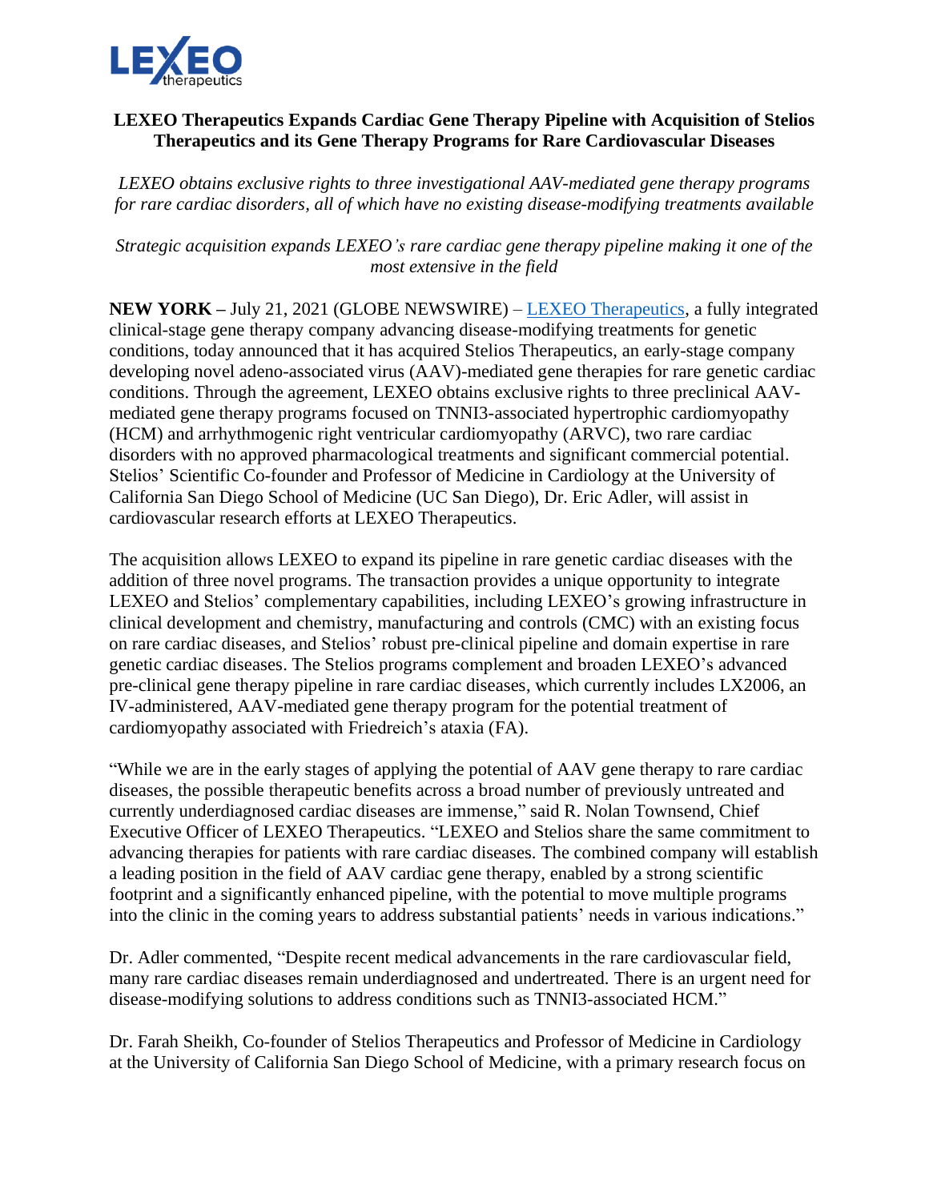**LEXEO Therapeutics Expands Cardiac Gene Therapy Pipeline with Acquisition of Stelios Therapeutics and its Gene Therapy Programs for Rare Cardiovascular Diseases**

*LEXEO obtains exclusive rights to three investigational AAV-mediated gene therapy programs for rare cardiac disorders, all of which have no existing disease-modifying treatments available*

*Strategic acquisition expands LEXEO's rare cardiac gene therapy pipeline making it one of the most extensive in the field*

**NEW YORK –** July 21, 2021 (GLOBE NEWSWIRE) – [LEXEO Therapeutics](), a fully integrated clinical-stage gene therapy company advancing disease-modifying treatments for genetic conditions, today announced that it has acquired Stelios Therapeutics, an early-stage company developing novel adeno-associated virus (AAV)-mediated gene therapies for rare genetic cardiac conditions. Through the agreement, LEXEO obtains exclusive rights to three preclinical AAV-mediated gene therapy programs focused on TNNI3-associated hypertrophic cardiomyopathy (HCM) and arrhythmogenic right ventricular cardiomyopathy (ARVC), two rare cardiac disorders with no approved pharmacological treatments and significant commercial potential. Stelios' Scientific Co-founder and Professor of Medicine in Cardiology at the University of California San Diego School of Medicine (UC San Diego), Dr. Eric Adler, will assist in cardiovascular research efforts at LEXEO Therapeutics.

The acquisition allows LEXEO to expand its pipeline in rare genetic cardiac diseases with the addition of three novel programs. The transaction provides a unique opportunity to integrate LEXEO and Stelios' complementary capabilities, including LEXEO's growing infrastructure in clinical development and chemistry, manufacturing and controls (CMC) with an existing focus on rare cardiac diseases, and Stelios' robust pre-clinical pipeline and domain expertise in rare genetic cardiac diseases. The Stelios programs complement and broaden LEXEO's advanced pre-clinical gene therapy pipeline in rare cardiac diseases, which currently includes LX2006, an IV-administered, AAV-mediated gene therapy program for the potential treatment of cardiomyopathy associated with Friedreich's ataxia (FA).

"While we are in the early stages of applying the potential of AAV gene therapy to rare cardiac diseases, the possible therapeutic benefits across a broad number of previously untreated and currently underdiagnosed cardiac diseases are immense," said R. Nolan Townsend, Chief Executive Officer of LEXEO Therapeutics. "LEXEO and Stelios share the same commitment to advancing therapies for patients with rare cardiac diseases. The combined company will establish a leading position in the field of AAV cardiac gene therapy, enabled by a strong scientific footprint and a significantly enhanced pipeline, with the potential to move multiple programs into the clinic in the coming years to address substantial patients' needs in various indications."

Dr. Adler commented, "Despite recent medical advancements in the rare cardiovascular field, many rare cardiac diseases remain underdiagnosed and undertreated. There is an urgent need for disease-modifying solutions to address conditions such as TNNI3-associated HCM."

Dr. Farah Sheikh, Co-founder of Stelios Therapeutics and Professor of Medicine in Cardiology at the University of California San Diego School of Medicine, with a primary research focus on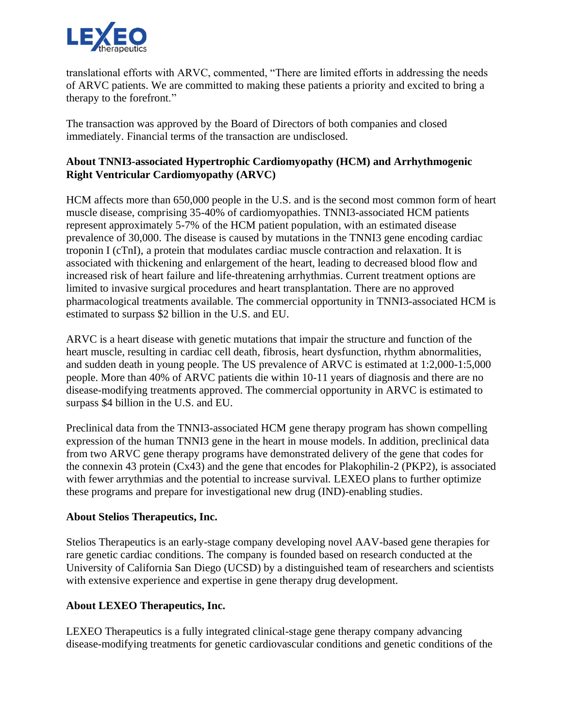translational efforts with ARVC, commented, "There are limited efforts in addressing the needs of ARVC patients. We are committed to making these patients a priority and excited to bring a therapy to the forefront."

The transaction was approved by the Board of Directors of both companies and closed immediately. Financial terms of the transaction are undisclosed.

**About TNNI3-associated Hypertrophic Cardiomyopathy (HCM) and Arrhythmogenic Right Ventricular Cardiomyopathy (ARVC)**

HCM affects more than 650,000 people in the U.S. and is the second most common form of heart muscle disease, comprising 35-40% of cardiomyopathies. TNNI3-associated HCM patients represent approximately 5-7% of the HCM patient population, with an estimated disease prevalence of 30,000. The disease is caused by mutations in the TNNI3 gene encoding cardiac troponin I (cTnI), a protein that modulates cardiac muscle contraction and relaxation. It is associated with thickening and enlargement of the heart, leading to decreased blood flow and increased risk of heart failure and life-threatening arrhythmias. Current treatment options are limited to invasive surgical procedures and heart transplantation. There are no approved pharmacological treatments available. The commercial opportunity in TNNI3-associated HCM is estimated to surpass $2 billion in the U.S. and EU.

ARVC is a heart disease with genetic mutations that impair the structure and function of the heart muscle, resulting in cardiac cell death, fibrosis, heart dysfunction, rhythm abnormalities, and sudden death in young people. The US prevalence of ARVC is estimated at 1:2,000-1:5,000 people. More than 40% of ARVC patients die within 10-11 years of diagnosis and there are no disease-modifying treatments approved. The commercial opportunity in ARVC is estimated to surpass $4 billion in the U.S. and EU.

Preclinical data from the TNNI3-associated HCM gene therapy program has shown compelling expression of the human TNNI3 gene in the heart in mouse models. In addition, preclinical data from two ARVC gene therapy programs have demonstrated delivery of the gene that codes for the connexin 43 protein (Cx43) and the gene that encodes for Plakophilin-2 (PKP2), is associated with fewer arrythmias and the potential to increase survival. LEXEO plans to further optimize these programs and prepare for investigational new drug (IND)-enabling studies.

**About Stelios Therapeutics, Inc.**

Stelios Therapeutics is an early-stage company developing novel AAV-based gene therapies for rare genetic cardiac conditions. The company is founded based on research conducted at the University of California San Diego (UCSD) by a distinguished team of researchers and scientists with extensive experience and expertise in gene therapy drug development.

**About LEXEO Therapeutics, Inc.**

LEXEO Therapeutics is a fully integrated clinical-stage gene therapy company advancing disease-modifying treatments for genetic cardiovascular conditions and genetic conditions of the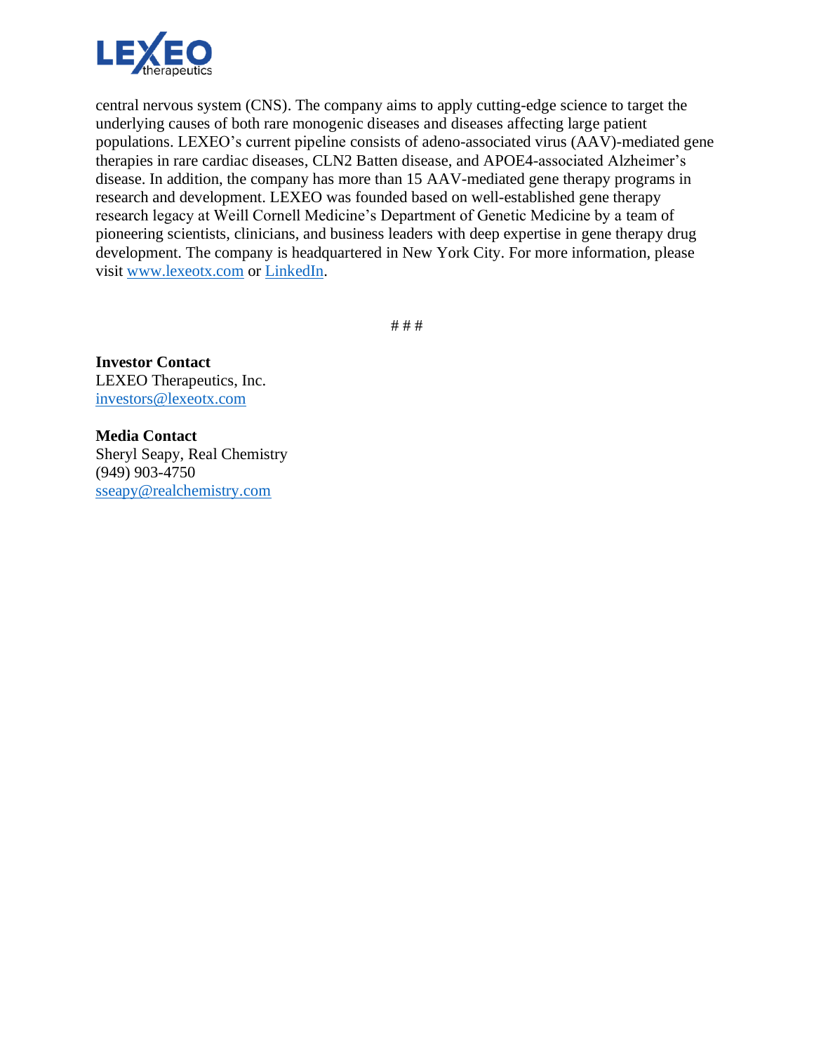central nervous system (CNS). The company aims to apply cutting-edge science to target the underlying causes of both rare monogenic diseases and diseases affecting large patient populations. LEXEO's current pipeline consists of adeno-associated virus (AAV)-mediated gene therapies in rare cardiac diseases, CLN2 Batten disease, and APOE4-associated Alzheimer's disease. In addition, the company has more than 15 AAV-mediated gene therapy programs in research and development. LEXEO was founded based on well-established gene therapy research legacy at Weill Cornell Medicine's Department of Genetic Medicine by a team of pioneering scientists, clinicians, and business leaders with deep expertise in gene therapy drug development. The company is headquartered in New York City. For more information, please visit [www.lexeotx.com](http://www.lexeotx.com) or [LinkedIn](#).

# # #

**Investor Contact**
LEXEO Therapeutics, Inc.
[investors@lexeotx.com](mailto:investors@lexeotx.com)

**Media Contact**
Sheryl Seapy, Real Chemistry
(949) 903-4750
[sseapy@realchemistry.com](mailto:sseapy@realchemistry.com)